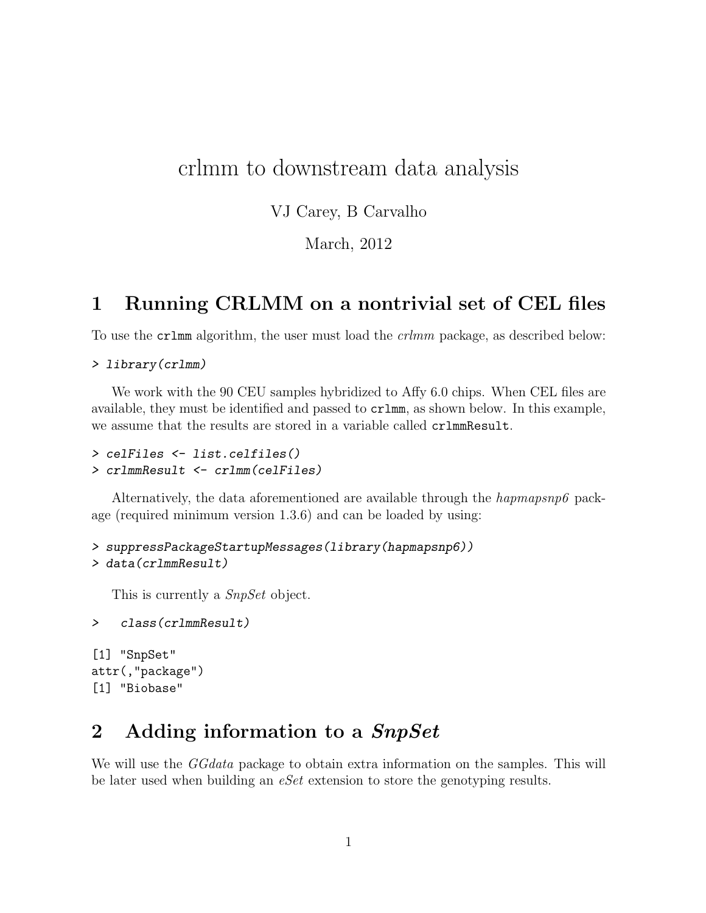# crlmm to downstream data analysis

VJ Carey, B Carvalho

March, 2012

## 1 Running CRLMM on a nontrivial set of CEL files

To use the `crlmm` algorithm, the user must load the *crlmm* package, as described below:

```
> library(crlmm)
```

We work with the 90 CEU samples hybridized to Affy 6.0 chips. When CEL files are available, they must be identified and passed to `crlmm`, as shown below. In this example, we assume that the results are stored in a variable called `crlmmResult`.

```
> celFiles <- list.celfiles()
> crlmmResult <- crlmm(celFiles)
```

Alternatively, the data aforementioned are available through the *hapmapsnp6* package (required minimum version 1.3.6) and can be loaded by using:

```
> suppressPackageStartupMessages(library(hapmapsnp6))
> data(crlmmResult)
```

This is currently a *SnpSet* object.

```
>   class(crlmmResult)

[1] "SnpSet"
attr(,"package")
[1] "Biobase"
```

## 2 Adding information to a *SnpSet*

We will use the *GGdata* package to obtain extra information on the samples. This will be later used when building an *eSet* extension to store the genotyping results.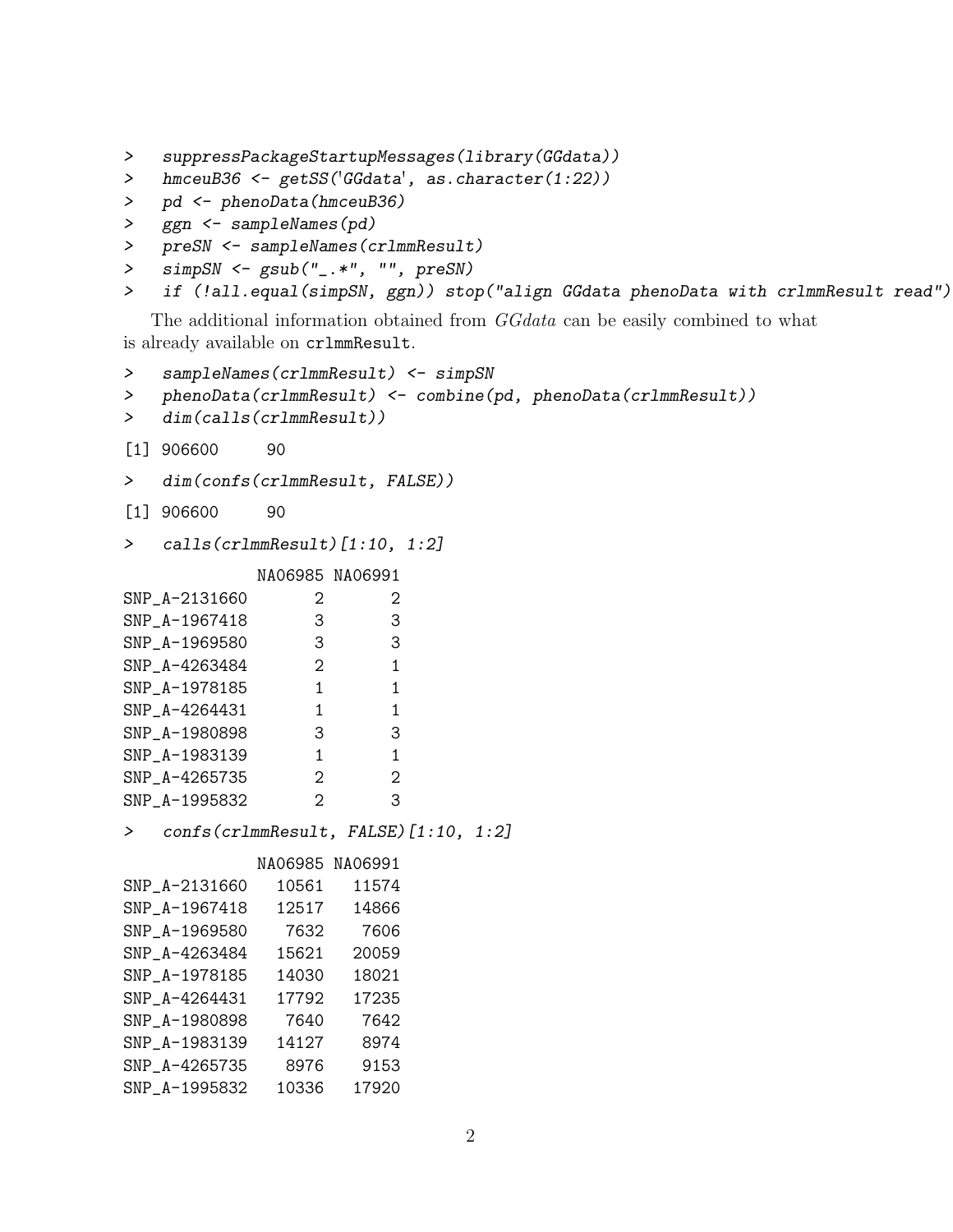```
>   suppressPackageStartupMessages(library(GGdata))
>   hmceuB36 <- getSS('GGdata', as.character(1:22))
>   pd <- phenoData(hmceuB36)
>   ggn <- sampleNames(pd)
>   preSN <- sampleNames(crlmmResult)
>   simpSN <- gsub("_.*", "", preSN)
>   if (!all.equal(simpSN, ggn)) stop("align GGdata phenoData with crlmmResult read")
```

The additional information obtained from *GGdata* can be easily combined to what is already available on `crlmmResult`.

```
>   sampleNames(crlmmResult) <- simpSN
>   phenoData(crlmmResult) <- combine(pd, phenoData(crlmmResult))
>   dim(calls(crlmmResult))

[1] 906600     90

>   dim(confs(crlmmResult, FALSE))

[1] 906600     90

>   calls(crlmmResult)[1:10, 1:2]

             NA06985 NA06991
SNP_A-2131660       2       2
SNP_A-1967418       3       3
SNP_A-1969580       3       3
SNP_A-4263484       2       1
SNP_A-1978185       1       1
SNP_A-4264431       1       1
SNP_A-1980898       3       3
SNP_A-1983139       1       1
SNP_A-4265735       2       2
SNP_A-1995832       2       3

>   confs(crlmmResult, FALSE)[1:10, 1:2]

             NA06985 NA06991
SNP_A-2131660   10561   11574
SNP_A-1967418   12517   14866
SNP_A-1969580    7632    7606
SNP_A-4263484   15621   20059
SNP_A-1978185   14030   18021
SNP_A-4264431   17792   17235
SNP_A-1980898    7640    7642
SNP_A-1983139   14127    8974
SNP_A-4265735    8976    9153
SNP_A-1995832   10336   17920
```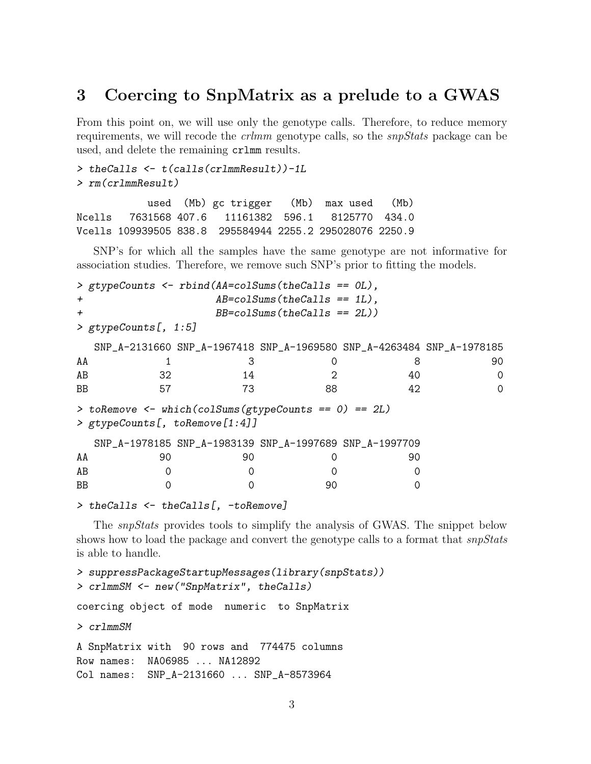## 3 Coercing to SnpMatrix as a prelude to a GWAS

From this point on, we will use only the genotype calls. Therefore, to reduce memory requirements, we will recode the *crlmm* genotype calls, so the *snpStats* package can be used, and delete the remaining `crlmm` results.

```
> theCalls <- t(calls(crlmmResult))-1L
> rm(crlmmResult)
```

```
            used  (Mb) gc trigger   (Mb)  max used   (Mb)
Ncells   7631568 407.6   11161382  596.1   8125770  434.0
Vcells 109939505 838.8  295584944 2255.2 295028076 2250.9
```

SNP's for which all the samples have the same genotype are not informative for association studies. Therefore, we remove such SNP's prior to fitting the models.

```
> gtypeCounts <- rbind(AA=colSums(theCalls == 0L),
+                      AB=colSums(theCalls == 1L),
+                      BB=colSums(theCalls == 2L))
> gtypeCounts[, 1:5]
```

```
   SNP_A-2131660 SNP_A-1967418 SNP_A-1969580 SNP_A-4263484 SNP_A-1978185
AA             1             3             0             8            90
AB            32            14             2            40             0
BB            57            73            88            42             0
```

```
> toRemove <- which(colSums(gtypeCounts == 0) == 2L)
> gtypeCounts[, toRemove[1:4]]
```

```
   SNP_A-1978185 SNP_A-1983139 SNP_A-1997689 SNP_A-1997709
AA            90            90             0            90
AB             0             0             0             0
BB             0             0            90             0
```

```
> theCalls <- theCalls[, -toRemove]
```

The *snpStats* provides tools to simplify the analysis of GWAS. The snippet below shows how to load the package and convert the genotype calls to a format that *snpStats* is able to handle.

```
> suppressPackageStartupMessages(library(snpStats))
> crlmmSM <- new("SnpMatrix", theCalls)
```

```
coercing object of mode  numeric  to SnpMatrix
```

```
> crlmmSM
```

```
A SnpMatrix with  90 rows and  774475 columns
Row names:  NA06985 ... NA12892
Col names:  SNP_A-2131660 ... SNP_A-8573964
```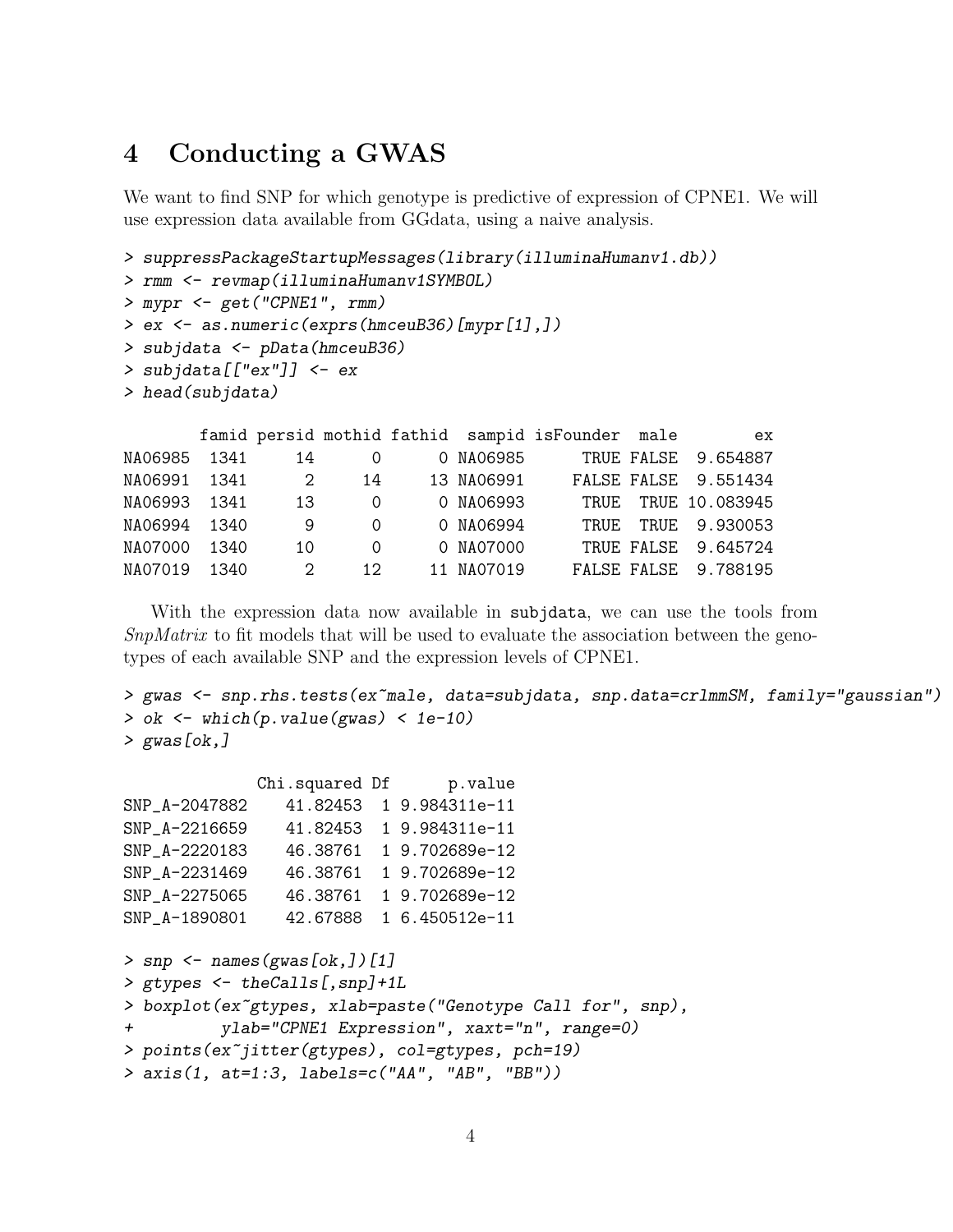# 4 Conducting a GWAS

We want to find SNP for which genotype is predictive of expression of CPNE1. We will use expression data available from GGdata, using a naive analysis.

```
> suppressPackageStartupMessages(library(illuminaHumanv1.db))
> rmm <- revmap(illuminaHumanv1SYMBOL)
> mypr <- get("CPNE1", rmm)
> ex <- as.numeric(exprs(hmceuB36)[mypr[1],])
> subjdata <- pData(hmceuB36)
> subjdata[["ex"]] <- ex
> head(subjdata)

        famid persid mothid fathid  sampid isFounder  male        ex
NA06985  1341     14      0      0 NA06985      TRUE FALSE  9.654887
NA06991  1341      2     14     13 NA06991     FALSE FALSE  9.551434
NA06993  1341     13      0      0 NA06993      TRUE  TRUE 10.083945
NA06994  1340      9      0      0 NA06994      TRUE  TRUE  9.930053
NA07000  1340     10      0      0 NA07000      TRUE FALSE  9.645724
NA07019  1340      2     12     11 NA07019     FALSE FALSE  9.788195
```

With the expression data now available in `subjdata`, we can use the tools from *SnpMatrix* to fit models that will be used to evaluate the association between the genotypes of each available SNP and the expression levels of CPNE1.

```
> gwas <- snp.rhs.tests(ex~male, data=subjdata, snp.data=crlmmSM, family="gaussian")
> ok <- which(p.value(gwas) < 1e-10)
> gwas[ok,]

             Chi.squared Df      p.value
SNP_A-2047882    41.82453  1 9.984311e-11
SNP_A-2216659    41.82453  1 9.984311e-11
SNP_A-2220183    46.38761  1 9.702689e-12
SNP_A-2231469    46.38761  1 9.702689e-12
SNP_A-2275065    46.38761  1 9.702689e-12
SNP_A-1890801    42.67888  1 6.450512e-11

> snp <- names(gwas[ok,])[1]
> gtypes <- theCalls[,snp]+1L
> boxplot(ex~gtypes, xlab=paste("Genotype Call for", snp),
+         ylab="CPNE1 Expression", xaxt="n", range=0)
> points(ex~jitter(gtypes), col=gtypes, pch=19)
> axis(1, at=1:3, labels=c("AA", "AB", "BB"))
```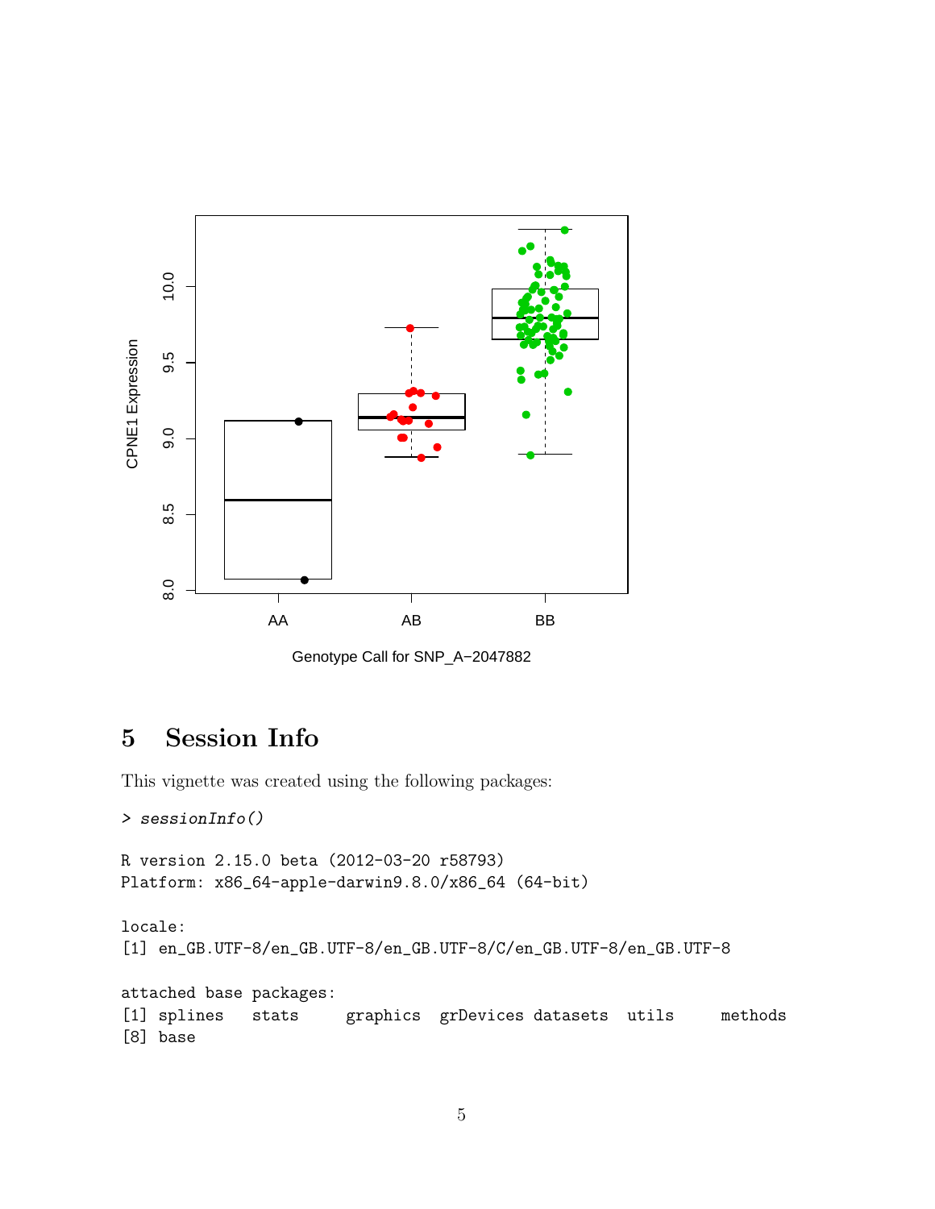## 5 Session Info

This vignette was created using the following packages:

```
> sessionInfo()

R version 2.15.0 beta (2012-03-20 r58793)
Platform: x86_64-apple-darwin9.8.0/x86_64 (64-bit)

locale:
[1] en_GB.UTF-8/en_GB.UTF-8/en_GB.UTF-8/C/en_GB.UTF-8/en_GB.UTF-8

attached base packages:
[1] splines   stats     graphics  grDevices datasets  utils     methods
[8] base
```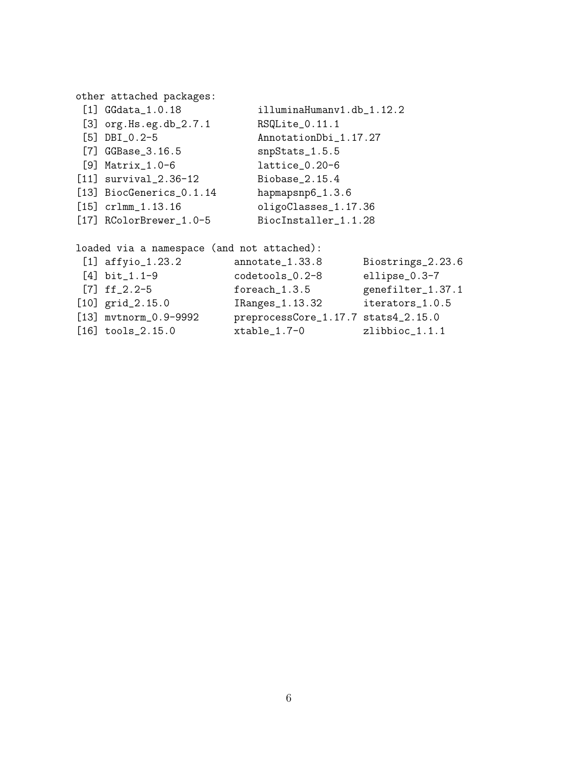```
other attached packages:
 [1] GGdata_1.0.18            illuminaHumanv1.db_1.12.2
 [3] org.Hs.eg.db_2.7.1       RSQLite_0.11.1
 [5] DBI_0.2-5                AnnotationDbi_1.17.27
 [7] GGBase_3.16.5            snpStats_1.5.5
 [9] Matrix_1.0-6             lattice_0.20-6
[11] survival_2.36-12         Biobase_2.15.4
[13] BiocGenerics_0.1.14      hapmapsnp6_1.3.6
[15] crlmm_1.13.16            oligoClasses_1.17.36
[17] RColorBrewer_1.0-5       BiocInstaller_1.1.28

loaded via a namespace (and not attached):
 [1] affyio_1.23.2         annotate_1.33.8       Biostrings_2.23.6
 [4] bit_1.1-9             codetools_0.2-8       ellipse_0.3-7
 [7] ff_2.2-5              foreach_1.3.5         genefilter_1.37.1
[10] grid_2.15.0           IRanges_1.13.32       iterators_1.0.5
[13] mvtnorm_0.9-9992      preprocessCore_1.17.7 stats4_2.15.0
[16] tools_2.15.0          xtable_1.7-0          zlibbioc_1.1.1
```